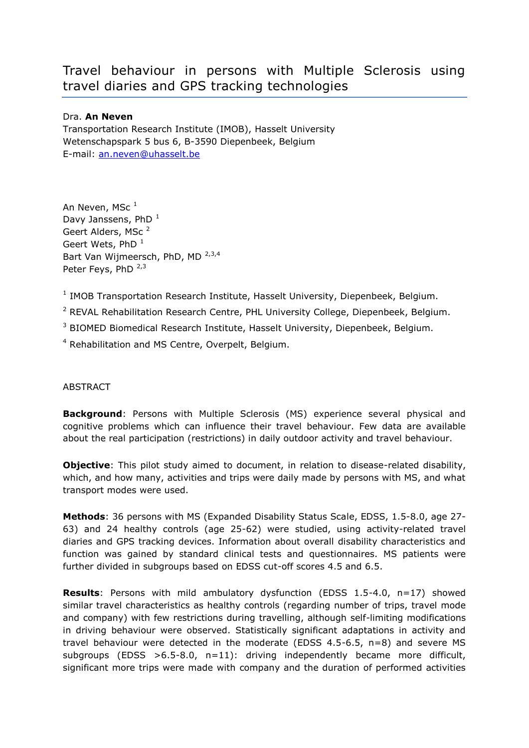# Travel behaviour in persons with Multiple Sclerosis using travel diaries and GPS tracking technologies

Dra. **An Neven**
Transportation Research Institute (IMOB), Hasselt University
Wetenschapspark 5 bus 6, B-3590 Diepenbeek, Belgium
E-mail: an.neven@uhasselt.be

An Neven, MSc [1]
Davy Janssens, PhD [1]
Geert Alders, MSc [2]
Geert Wets, PhD [1]
Bart Van Wijmeersch, PhD, MD [2,3,4]
Peter Feys, PhD [2,3]

[1] IMOB Transportation Research Institute, Hasselt University, Diepenbeek, Belgium.

[2] REVAL Rehabilitation Research Centre, PHL University College, Diepenbeek, Belgium.

[3] BIOMED Biomedical Research Institute, Hasselt University, Diepenbeek, Belgium.

[4] Rehabilitation and MS Centre, Overpelt, Belgium.

ABSTRACT

**Background**: Persons with Multiple Sclerosis (MS) experience several physical and cognitive problems which can influence their travel behaviour. Few data are available about the real participation (restrictions) in daily outdoor activity and travel behaviour.

**Objective**: This pilot study aimed to document, in relation to disease-related disability, which, and how many, activities and trips were daily made by persons with MS, and what transport modes were used.

**Methods**: 36 persons with MS (Expanded Disability Status Scale, EDSS, 1.5-8.0, age 27-63) and 24 healthy controls (age 25-62) were studied, using activity-related travel diaries and GPS tracking devices. Information about overall disability characteristics and function was gained by standard clinical tests and questionnaires. MS patients were further divided in subgroups based on EDSS cut-off scores 4.5 and 6.5.

**Results**: Persons with mild ambulatory dysfunction (EDSS 1.5-4.0, n=17) showed similar travel characteristics as healthy controls (regarding number of trips, travel mode and company) with few restrictions during travelling, although self-limiting modifications in driving behaviour were observed. Statistically significant adaptations in activity and travel behaviour were detected in the moderate (EDSS 4.5-6.5, n=8) and severe MS subgroups (EDSS >6.5-8.0, n=11): driving independently became more difficult, significant more trips were made with company and the duration of performed activities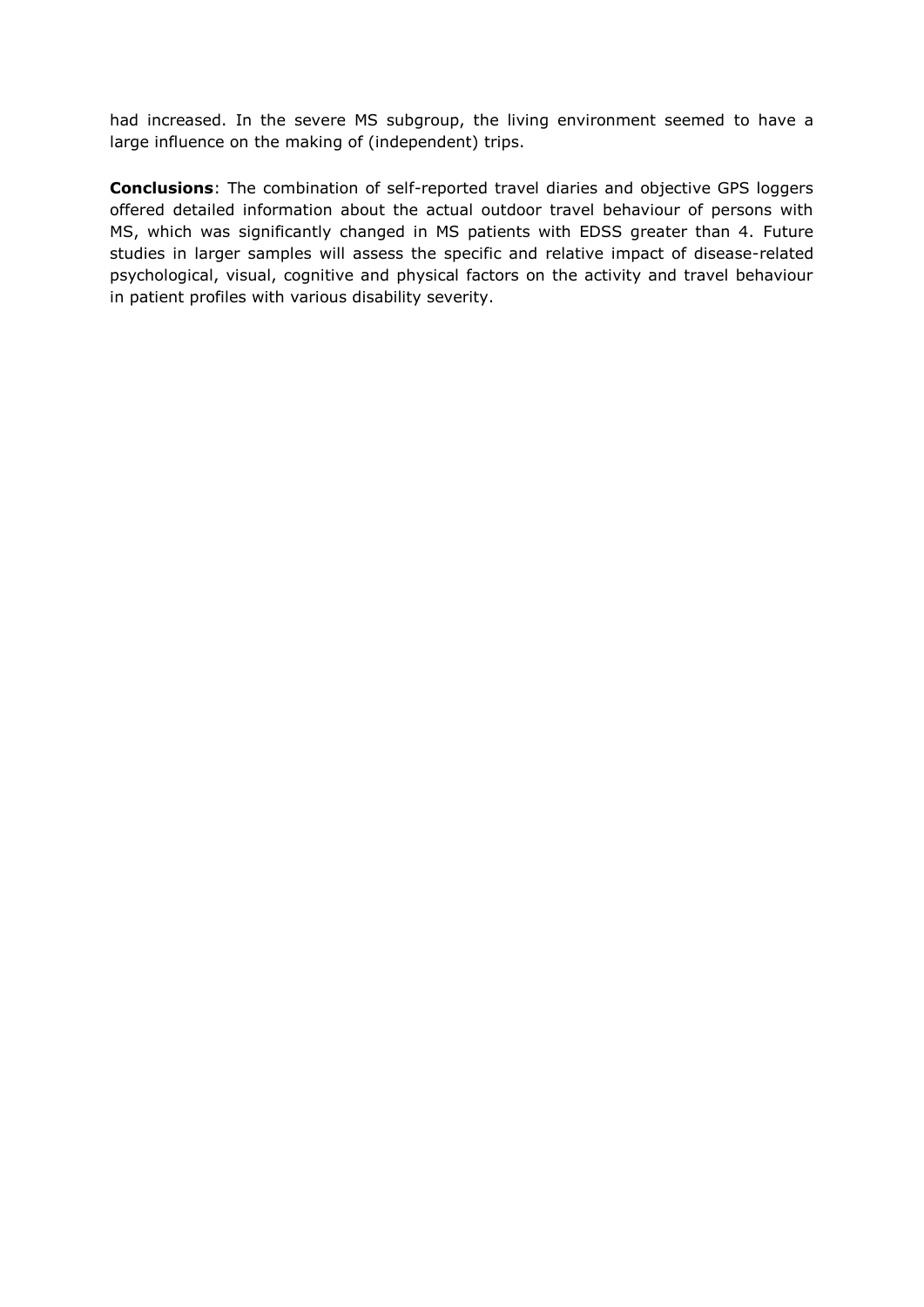had increased. In the severe MS subgroup, the living environment seemed to have a large influence on the making of (independent) trips.

**Conclusions**: The combination of self-reported travel diaries and objective GPS loggers offered detailed information about the actual outdoor travel behaviour of persons with MS, which was significantly changed in MS patients with EDSS greater than 4. Future studies in larger samples will assess the specific and relative impact of disease-related psychological, visual, cognitive and physical factors on the activity and travel behaviour in patient profiles with various disability severity.